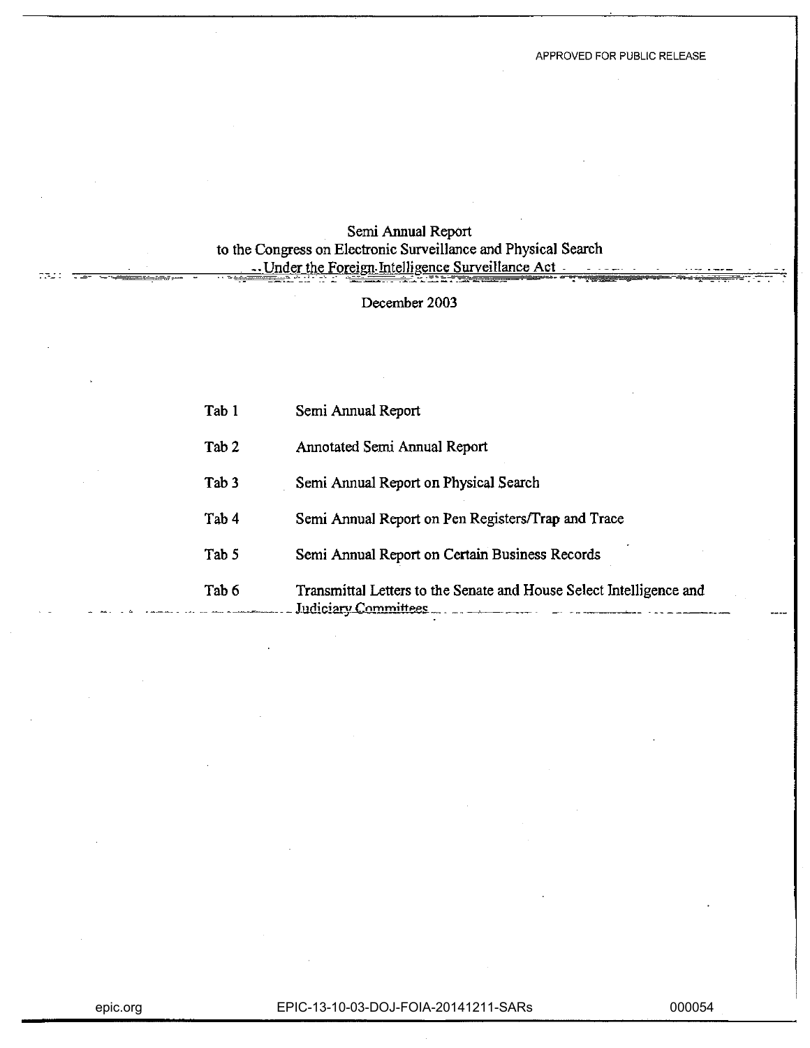APPROVED FOR PUBLIC RELEASE

# Semi Annual Report
## to the Congress on Electronic Surveillance and Physical Search Under the Foreign Intelligence Surveillance Act

December 2003

| | |
|---|---|
| Tab 1 | Semi Annual Report |
| Tab 2 | Annotated Semi Annual Report |
| Tab 3 | Semi Annual Report on Physical Search |
| Tab 4 | Semi Annual Report on Pen Registers/Trap and Trace |
| Tab 5 | Semi Annual Report on Certain Business Records |
| Tab 6 | Transmittal Letters to the Senate and House Select Intelligence and Judiciary Committees |

epic.org EPIC-13-10-03-DOJ-FOIA-20141211-SARs 000054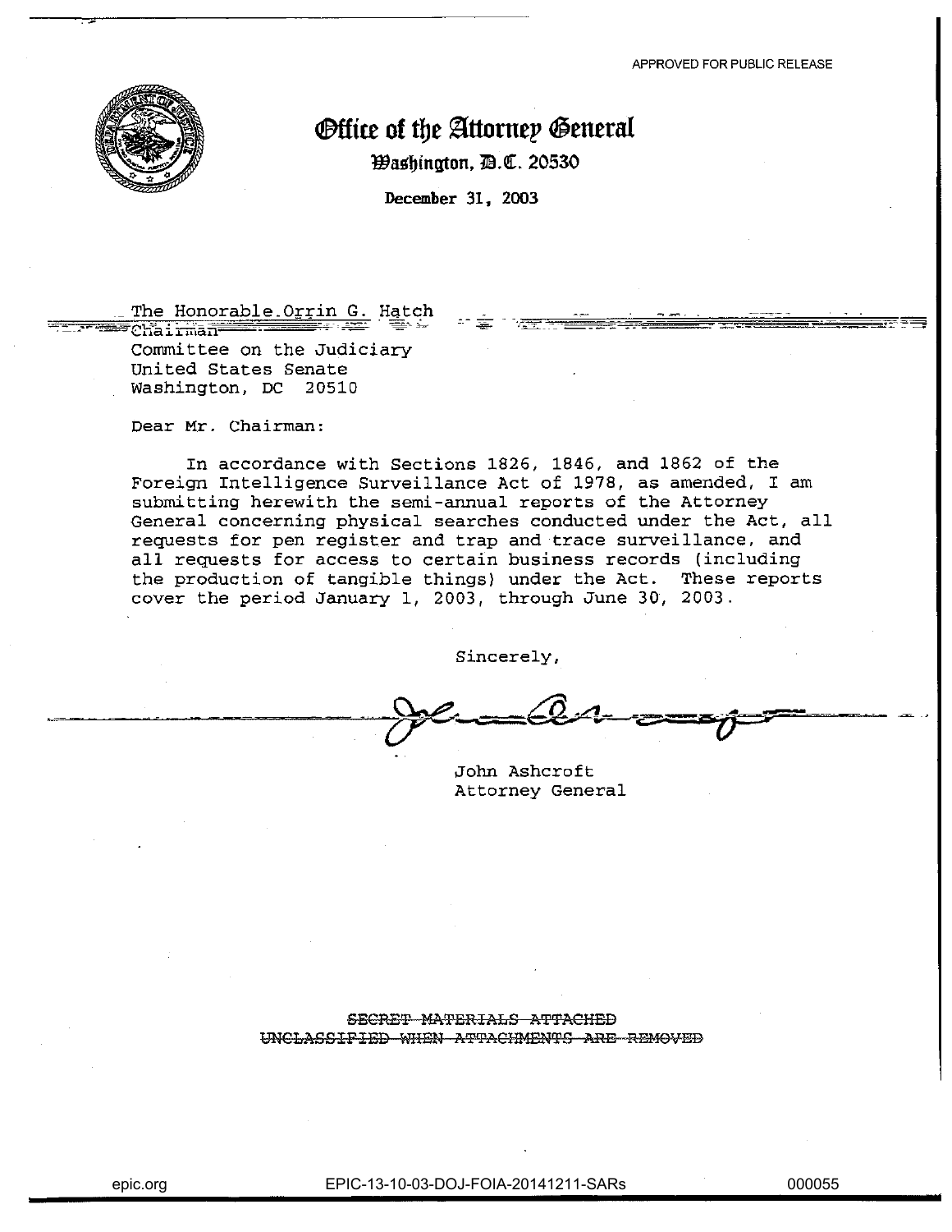APPROVED FOR PUBLIC RELEASE

# Office of the Attorney General

Washington, D.C. 20530

December 31, 2003

The Honorable Orrin G. Hatch
Chairman
Committee on the Judiciary
United States Senate
Washington, DC 20510

Dear Mr. Chairman:

In accordance with Sections 1826, 1846, and 1862 of the Foreign Intelligence Surveillance Act of 1978, as amended, I am submitting herewith the semi-annual reports of the Attorney General concerning physical searches conducted under the Act, all requests for pen register and trap and trace surveillance, and all requests for access to certain business records (including the production of tangible things) under the Act. These reports cover the period January 1, 2003, through June 30, 2003.

Sincerely,

John Ashcroft
Attorney General

~~SECRET MATERIALS ATTACHED~~
~~UNCLASSIFIED WHEN ATTACHMENTS ARE REMOVED~~

epic.org EPIC-13-10-03-DOJ-FOIA-20141211-SARs 000055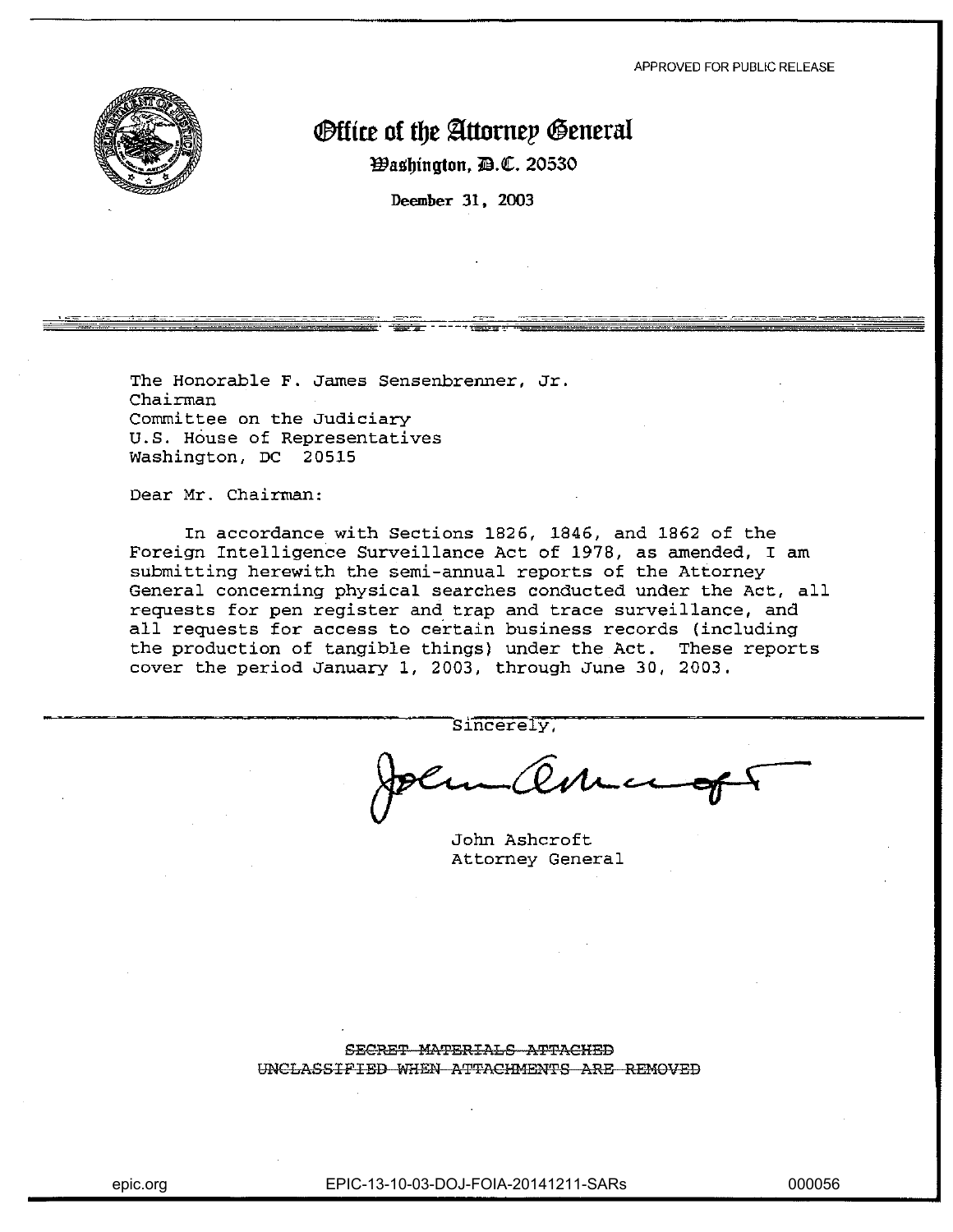APPROVED FOR PUBLIC RELEASE

# Office of the Attorney General

Washington, D.C. 20530

Deember 31, 2003

The Honorable F. James Sensenbrenner, Jr.
Chairman
Committee on the Judiciary
U.S. House of Representatives
Washington, DC 20515

Dear Mr. Chairman:

In accordance with Sections 1826, 1846, and 1862 of the Foreign Intelligence Surveillance Act of 1978, as amended, I am submitting herewith the semi-annual reports of the Attorney General concerning physical searches conducted under the Act, all requests for pen register and trap and trace surveillance, and all requests for access to certain business records (including the production of tangible things) under the Act. These reports cover the period January 1, 2003, through June 30, 2003.

Sincerely,

John Ashcroft
Attorney General

~~SECRET MATERIALS ATTACHED~~
~~UNCLASSIFIED WHEN ATTACHMENTS ARE REMOVED~~

epic.org EPIC-13-10-03-DOJ-FOIA-20141211-SARs 000056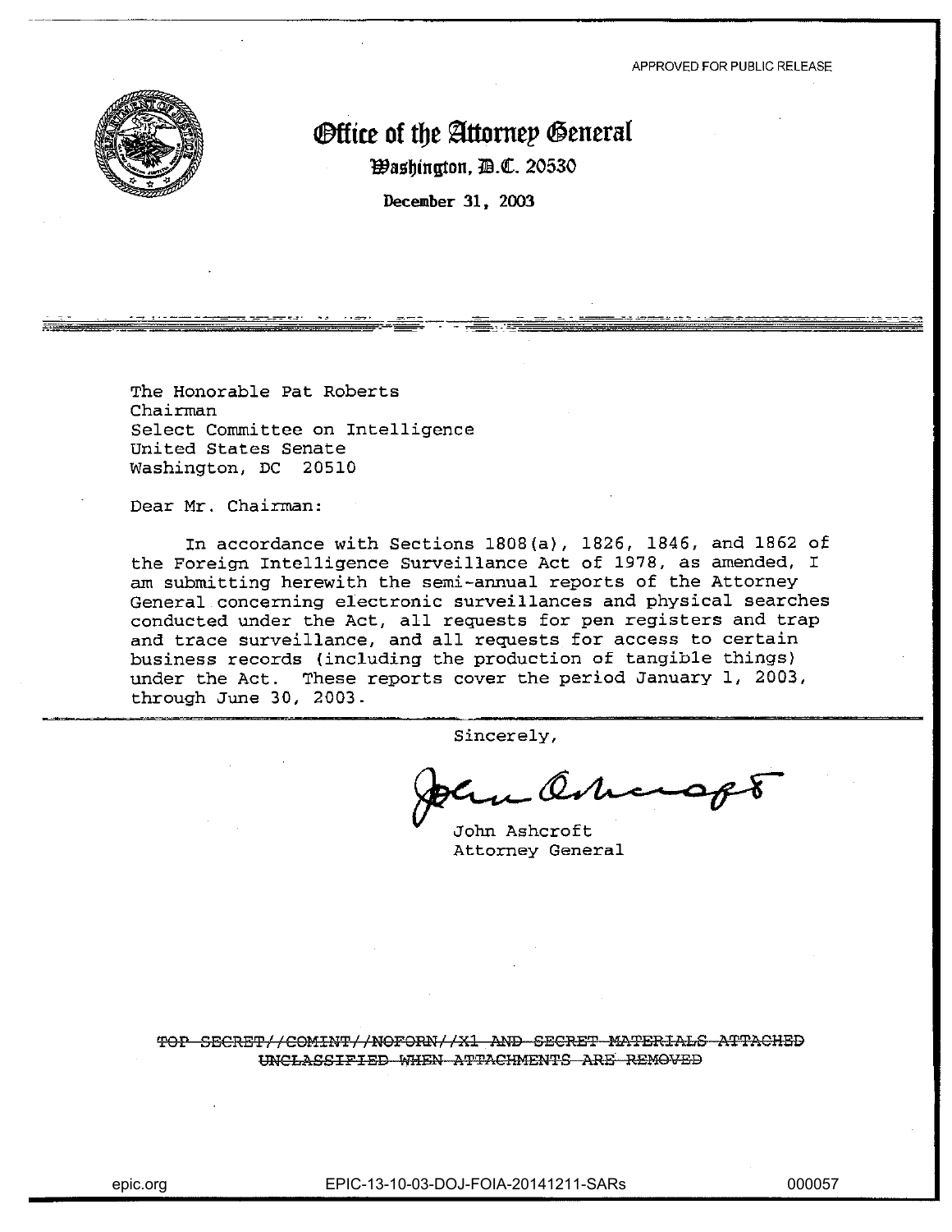APPROVED FOR PUBLIC RELEASE

# Office of the Attorney General

Washington, D.C. 20530

December 31, 2003

The Honorable Pat Roberts
Chairman
Select Committee on Intelligence
United States Senate
Washington, DC 20510

Dear Mr. Chairman:

In accordance with Sections 1808(a), 1826, 1846, and 1862 of the Foreign Intelligence Surveillance Act of 1978, as amended, I am submitting herewith the semi-annual reports of the Attorney General concerning electronic surveillances and physical searches conducted under the Act, all requests for pen registers and trap and trace surveillance, and all requests for access to certain business records (including the production of tangible things) under the Act. These reports cover the period January 1, 2003, through June 30, 2003.

Sincerely,

John Ashcroft
Attorney General

~~TOP SECRET//COMINT//NOFORN//X1 AND SECRET MATERIALS ATTACHED~~
~~UNCLASSIFIED WHEN ATTACHMENTS ARE REMOVED~~

epic.org EPIC-13-10-03-DOJ-FOIA-20141211-SARs 000057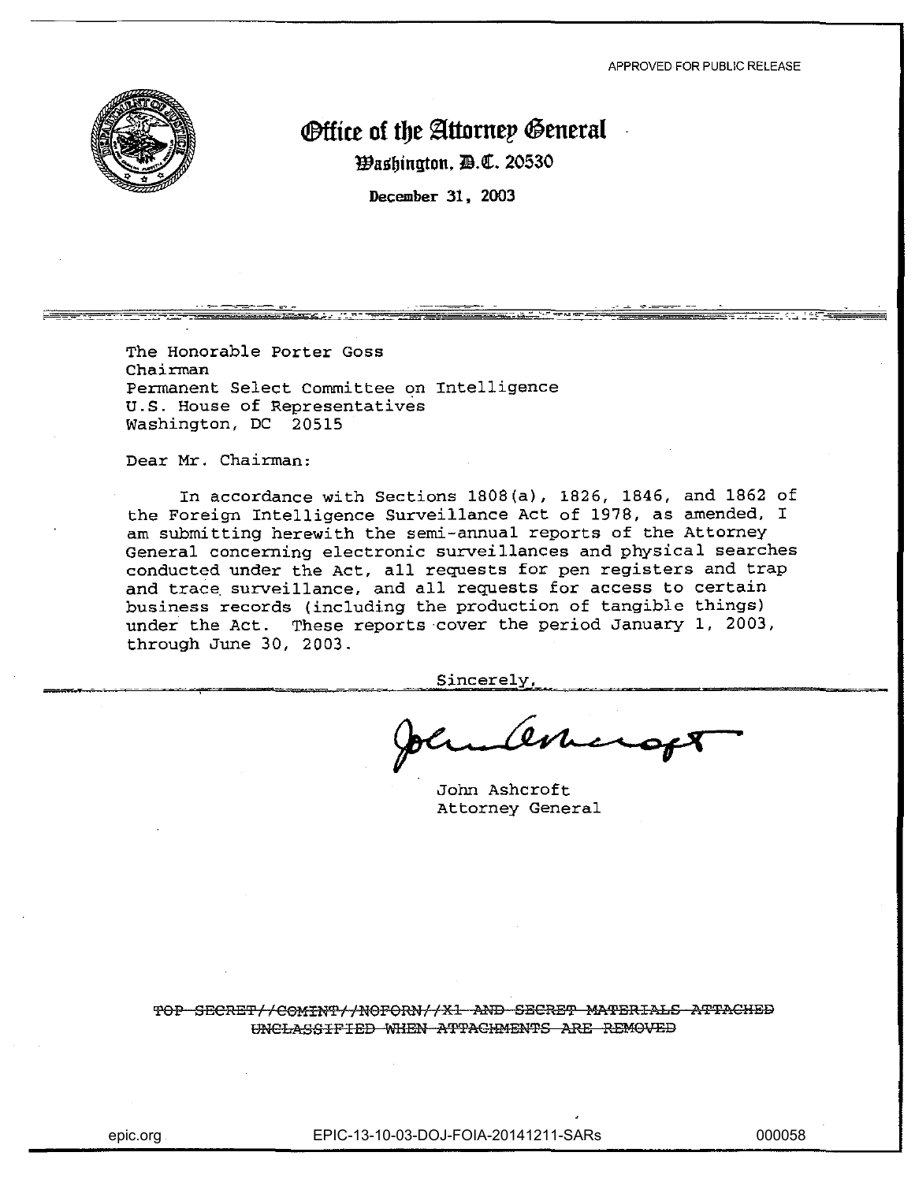APPROVED FOR PUBLIC RELEASE

# Office of the Attorney General

Washington, D.C. 20530

December 31, 2003

The Honorable Porter Goss
Chairman
Permanent Select Committee on Intelligence
U.S. House of Representatives
Washington, DC 20515

Dear Mr. Chairman:

In accordance with Sections 1808(a), 1826, 1846, and 1862 of the Foreign Intelligence Surveillance Act of 1978, as amended, I am submitting herewith the semi-annual reports of the Attorney General concerning electronic surveillances and physical searches conducted under the Act, all requests for pen registers and trap and trace surveillance, and all requests for access to certain business records (including the production of tangible things) under the Act. These reports cover the period January 1, 2003, through June 30, 2003.

Sincerely,

John Ashcroft
Attorney General

~~TOP SECRET//COMINT//NOFORN//X1 AND SECRET MATERIALS ATTACHED~~
~~UNCLASSIFIED WHEN ATTACHMENTS ARE REMOVED~~

epic.org EPIC-13-10-03-DOJ-FOIA-20141211-SARs 000058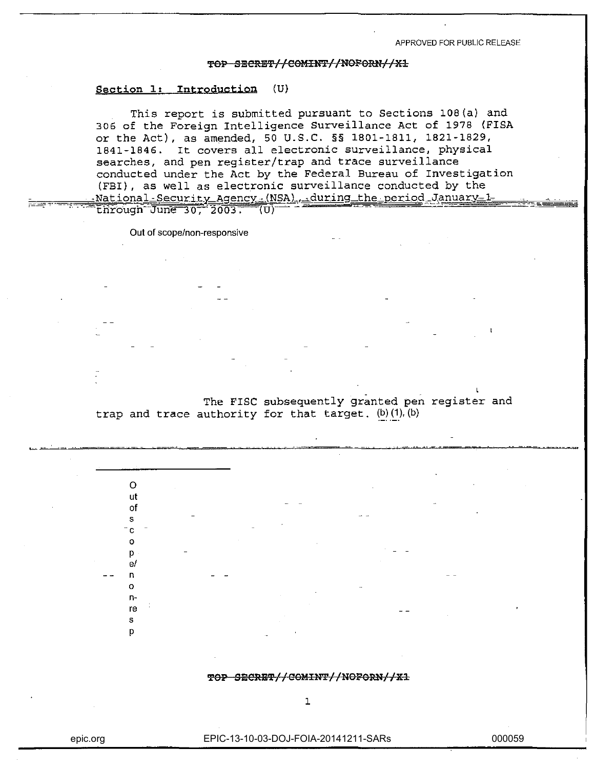APPROVED FOR PUBLIC RELEASE

~~TOP SECRET//COMINT//NOFORN//X1~~

## Section 1: Introduction (U)

This report is submitted pursuant to Sections 108(a) and 306 of the Foreign Intelligence Surveillance Act of 1978 (FISA or the Act), as amended, 50 U.S.C. §§ 1801-1811, 1821-1829, 1841-1846. It covers all electronic surveillance, physical searches, and pen register/trap and trace surveillance conducted under the Act by the Federal Bureau of Investigation (FBI), as well as electronic surveillance conducted by the National Security Agency (NSA), during the period January 1 through June 30, 2003. (U)

Out of scope/non-responsive

The FISC subsequently granted pen register and trap and trace authority for that target. (b)(1), (b)

Out of scope/non-resp

~~TOP SECRET//COMINT//NOFORN//X1~~

epic.org EPIC-13-10-03-DOJ-FOIA-20141211-SARs 000059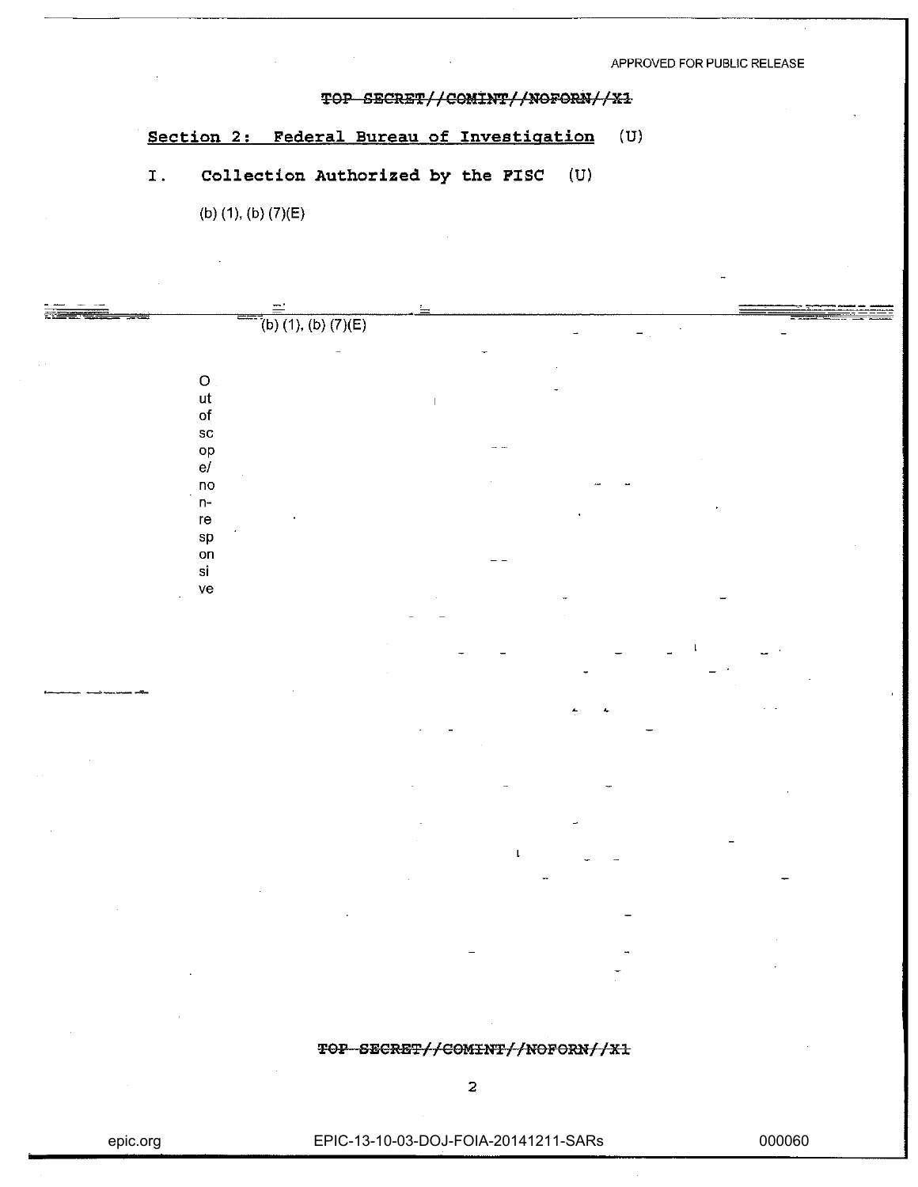APPROVED FOR PUBLIC RELEASE

~~TOP SECRET//COMINT//NOFORN//X1~~

## Section 2: Federal Bureau of Investigation (U)

### I. Collection Authorized by the FISC (U)

(b) (1), (b) (7)(E)

(b) (1), (b) (7)(E)

Out of scope/non-responsive

~~TOP SECRET//COMINT//NOFORN//X1~~

epic.org EPIC-13-10-03-DOJ-FOIA-20141211-SARs 000060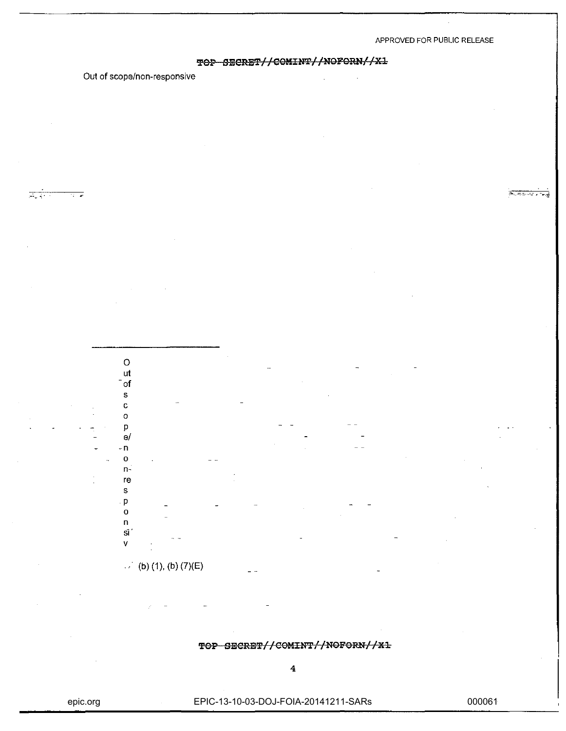APPROVED FOR PUBLIC RELEASE

~~TOP SECRET//COMINT//NOFORN//X1~~

Out of scope/non-responsive

---

Out of scope/non-responsiv

(b) (1), (b) (7)(E)

~~TOP SECRET//COMINT//NOFORN//X1~~

epic.org EPIC-13-10-03-DOJ-FOIA-20141211-SARs 000061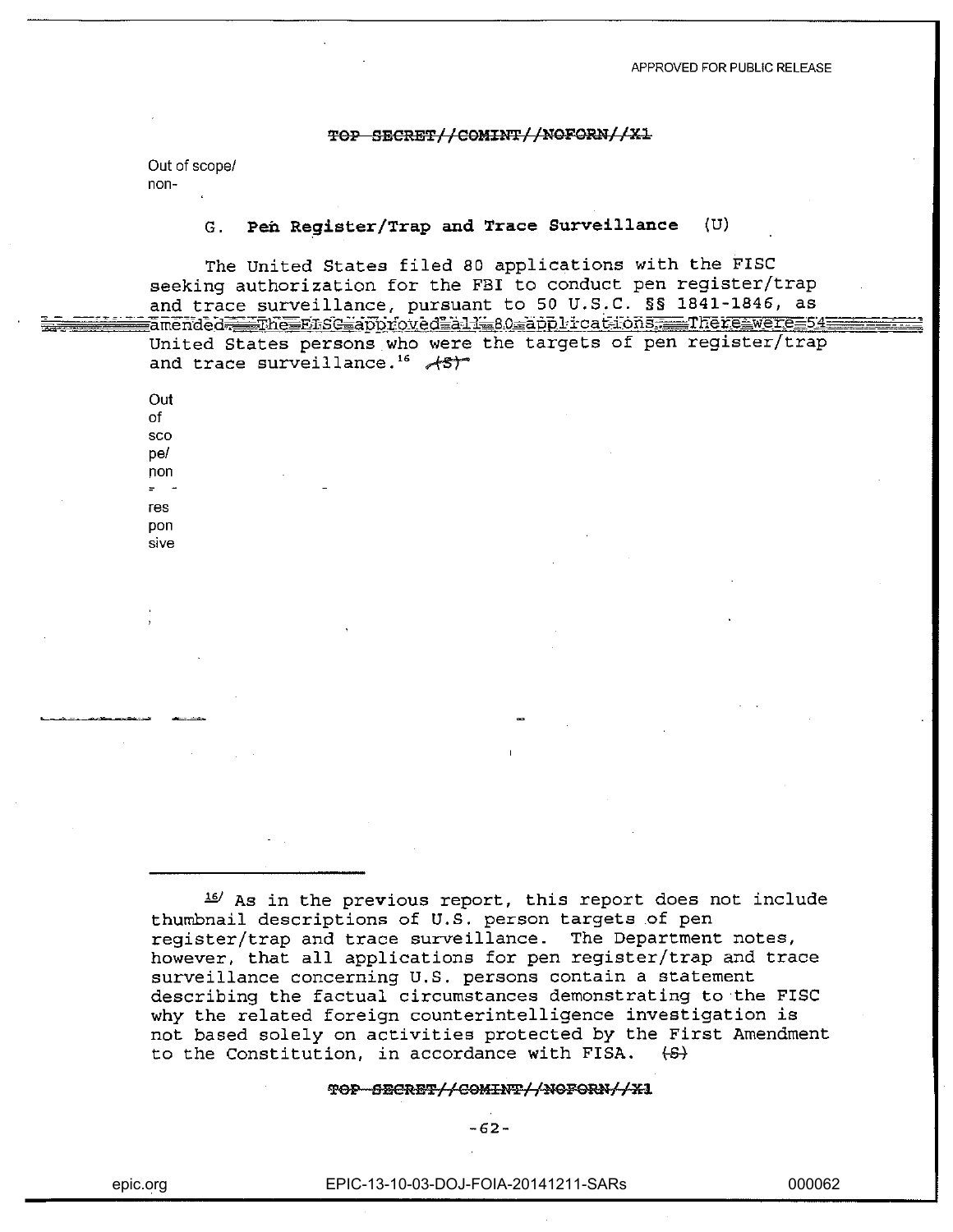APPROVED FOR PUBLIC RELEASE

~~TOP SECRET//COMINT//NOFORN//X1~~

Out of scope/
non-

### G. Pen Register/Trap and Trace Surveillance (U)

The United States filed 80 applications with the FISC seeking authorization for the FBI to conduct pen register/trap and trace surveillance, pursuant to 50 U.S.C. §§ 1841-1846, as amended. The FISC approved all 80 applications. There were 54 United States persons who were the targets of pen register/trap and trace surveillance.[16] ~~(S)~~

Out of scope/ non-responsive

[16] As in the previous report, this report does not include thumbnail descriptions of U.S. person targets of pen register/trap and trace surveillance. The Department notes, however, that all applications for pen register/trap and trace surveillance concerning U.S. persons contain a statement describing the factual circumstances demonstrating to the FISC why the related foreign counterintelligence investigation is not based solely on activities protected by the First Amendment to the Constitution, in accordance with FISA. ~~(S)~~

~~TOP SECRET//COMINT//NOFORN//X1~~

epic.org EPIC-13-10-03-DOJ-FOIA-20141211-SARs 000062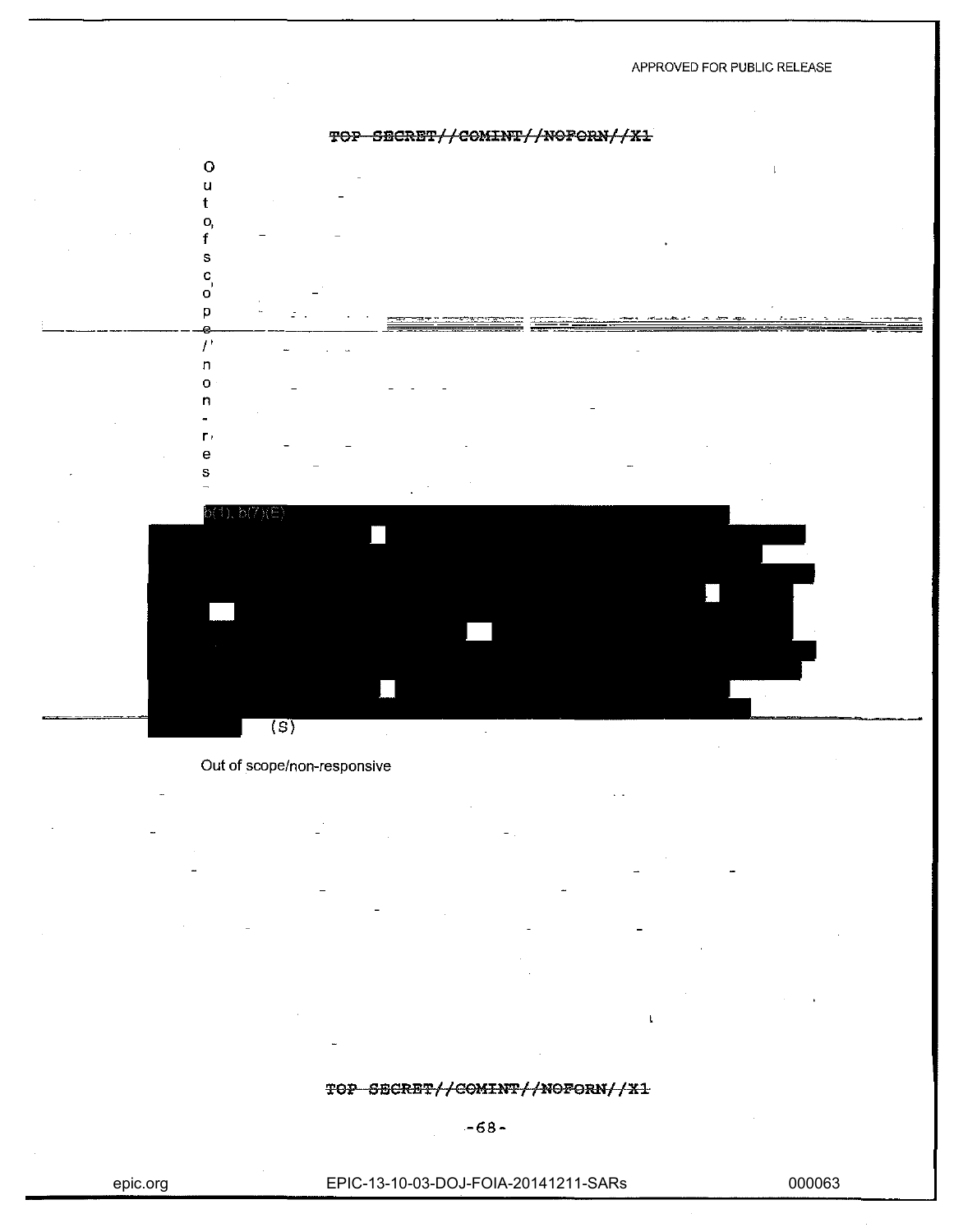APPROVED FOR PUBLIC RELEASE

~~TOP SECRET//COMINT//NOFORN//X1~~

Out of scope/non-responsive

b(1), b(7)(E)

(S)

Out of scope/non-responsive

~~TOP SECRET//COMINT//NOFORN//X1~~

epic.org EPIC-13-10-03-DOJ-FOIA-20141211-SARs 000063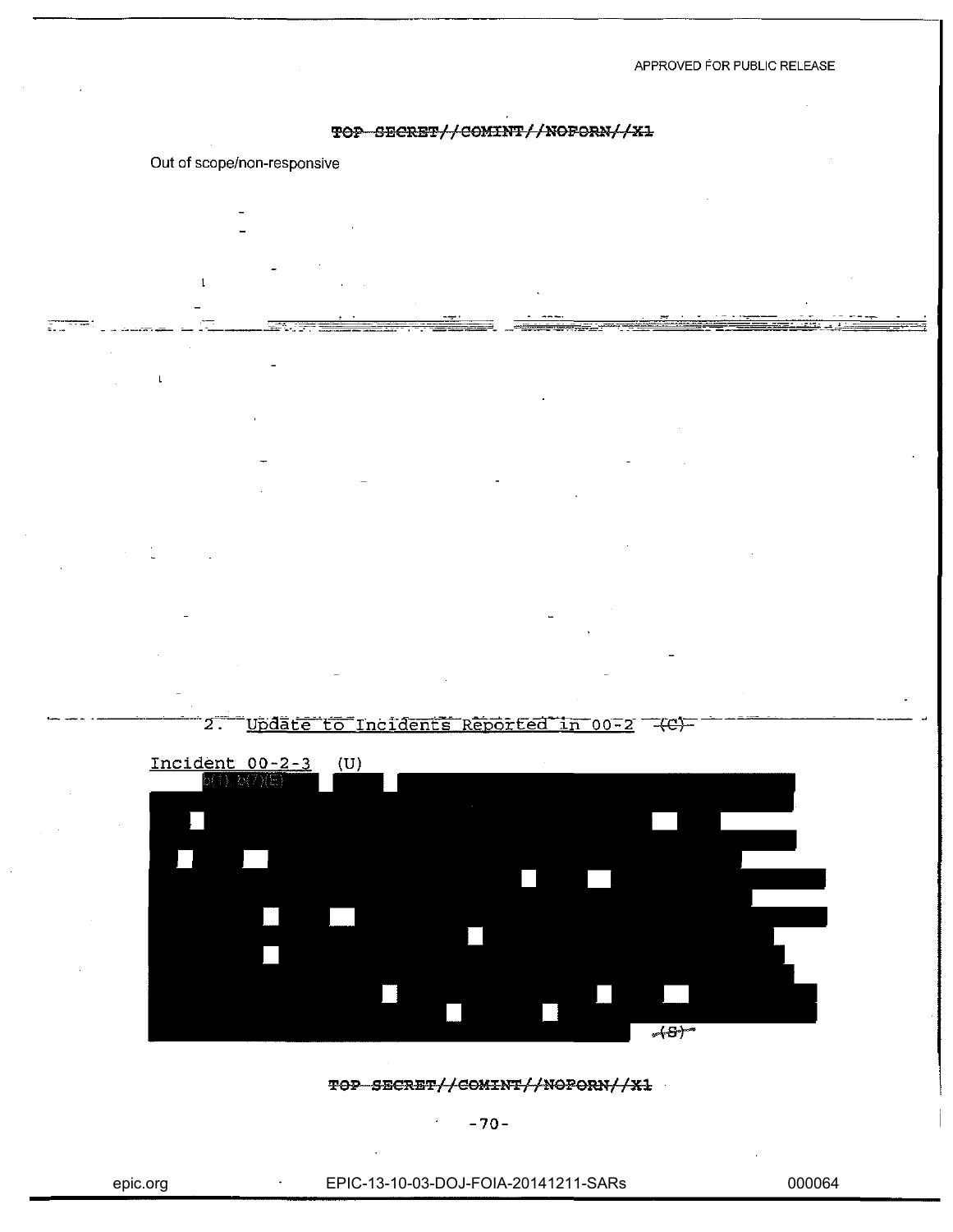~~TOP SECRET//COMINT//NOFORN//X1~~

Out of scope/non-responsive

2. Update to Incidents Reported in 00-2 ~~(C)~~

Incident 00-2-3 (U)

b(1) b(7)(E)

~~(S)~~

~~TOP SECRET//COMINT//NOFORN//X1~~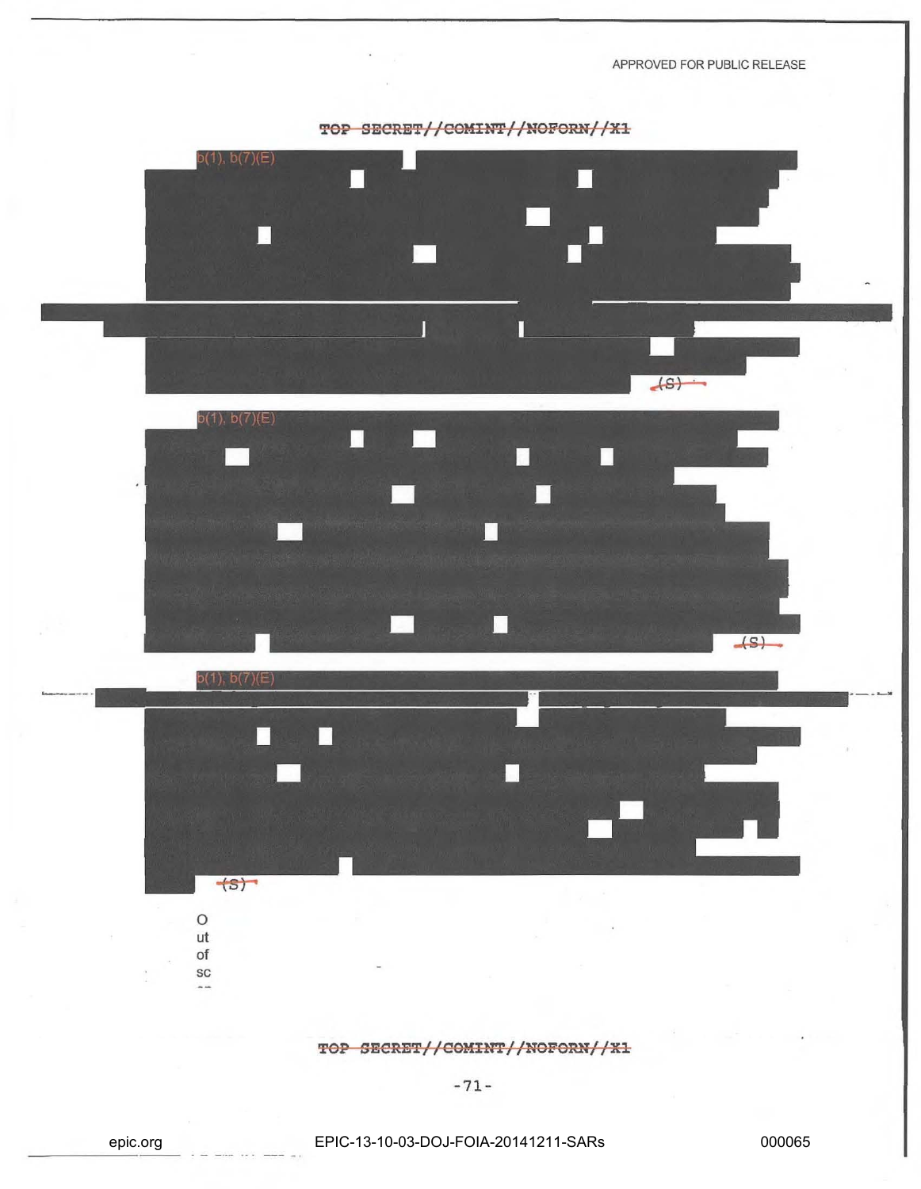APPROVED FOR PUBLIC RELEASE

TOP SECRET//COMINT//NOFORN//X1

b(1), b(7)(E)

(S)

b(1), b(7)(E)

(S)

b(1), b(7)(E)

(S)

O
ut
of
sc

TOP SECRET//COMINT//NOFORN//X1

epic.org EPIC-13-10-03-DOJ-FOIA-20141211-SARs 000065